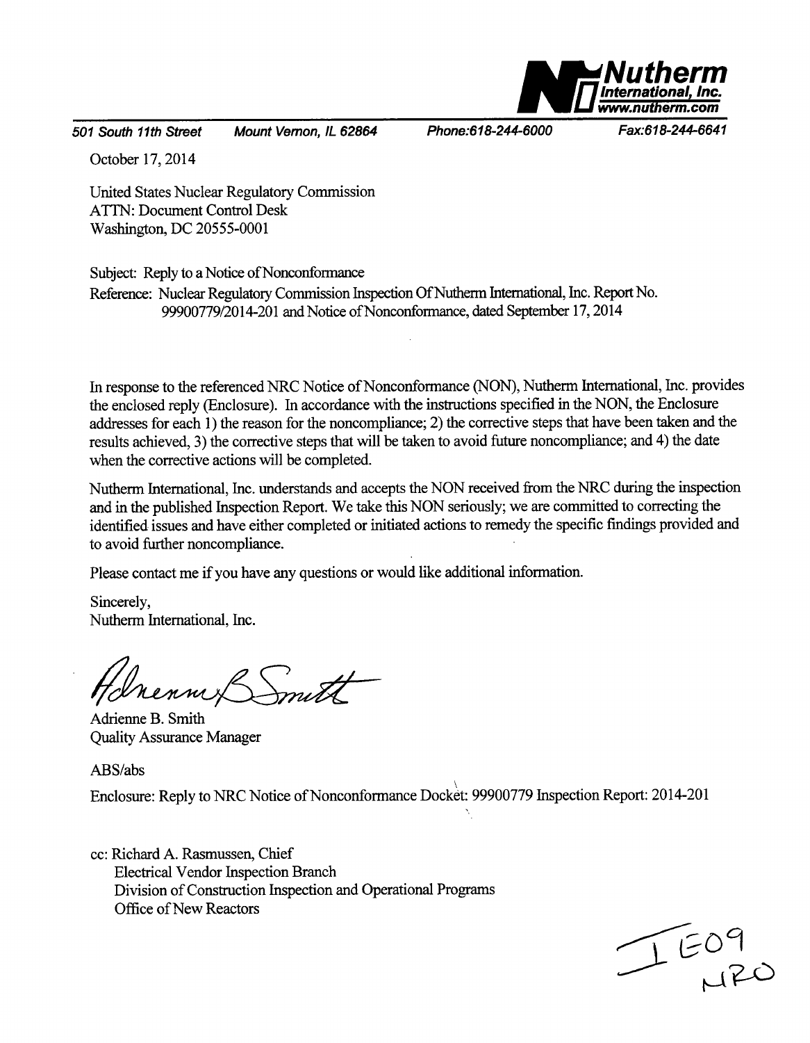**Nutherm International, Inc.**
www.nutherm.com

501 South 11th Street    Mount Vernon, IL 62864    Phone:618-244-6000    Fax:618-244-6641

October 17, 2014

United States Nuclear Regulatory Commission
ATTN: Document Control Desk
Washington, DC 20555-0001

Subject: Reply to a Notice of Nonconformance

Reference: Nuclear Regulatory Commission Inspection Of Nutherm International, Inc. Report No. 99900779/2014-201 and Notice of Nonconformance, dated September 17, 2014

In response to the referenced NRC Notice of Nonconformance (NON), Nutherm International, Inc. provides the enclosed reply (Enclosure). In accordance with the instructions specified in the NON, the Enclosure addresses for each 1) the reason for the noncompliance; 2) the corrective steps that have been taken and the results achieved, 3) the corrective steps that will be taken to avoid future noncompliance; and 4) the date when the corrective actions will be completed.

Nutherm International, Inc. understands and accepts the NON received from the NRC during the inspection and in the published Inspection Report. We take this NON seriously; we are committed to correcting the identified issues and have either completed or initiated actions to remedy the specific findings provided and to avoid further noncompliance.

Please contact me if you have any questions or would like additional information.

Sincerely,
Nutherm International, Inc.

Adrienne B. Smith
Quality Assurance Manager

ABS/abs

Enclosure: Reply to NRC Notice of Nonconformance Docket: 99900779 Inspection Report: 2014-201

cc: Richard A. Rasmussen, Chief
Electrical Vendor Inspection Branch
Division of Construction Inspection and Operational Programs
Office of New Reactors

IE09
NRO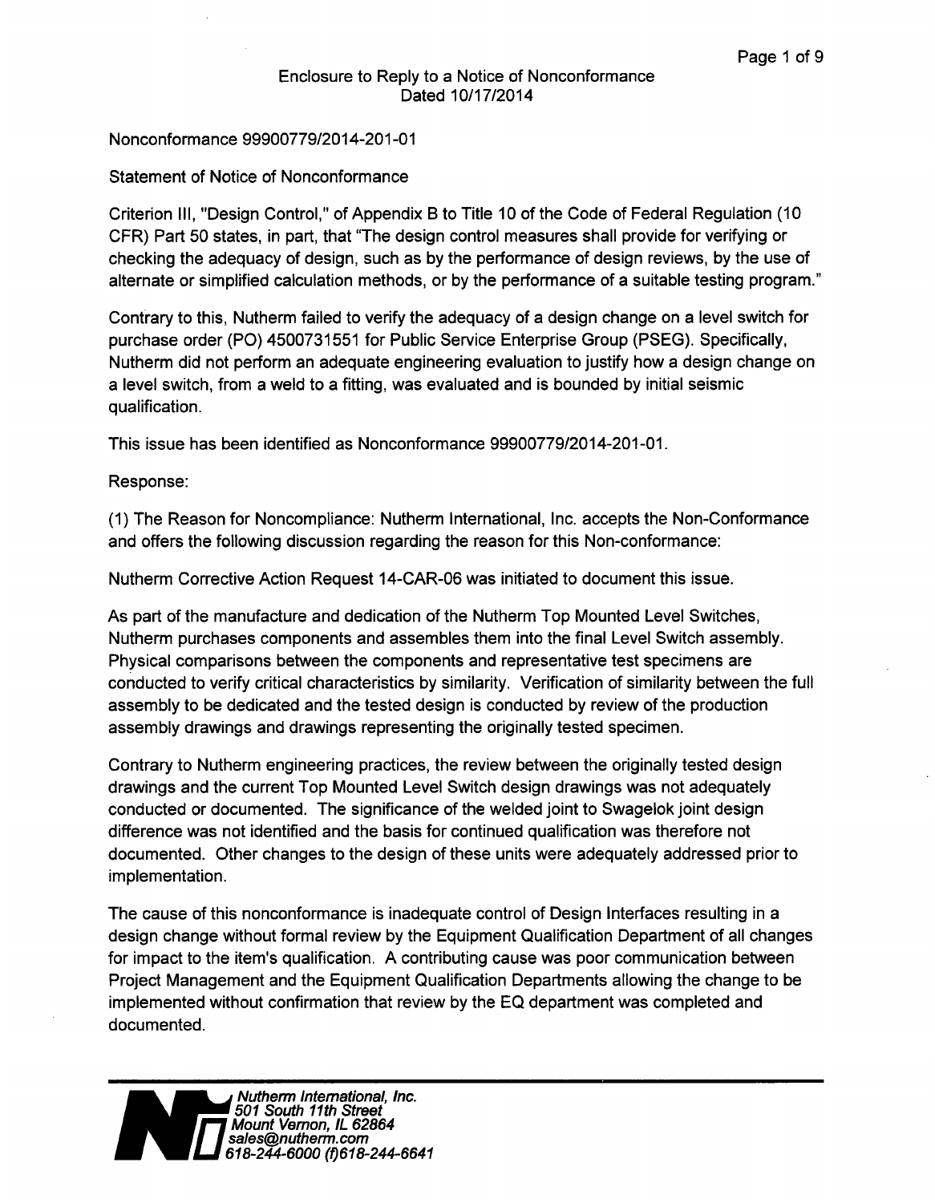Enclosure to Reply to a Notice of Nonconformance
Dated 10/17/2014

Nonconformance 99900779/2014-201-01

Statement of Notice of Nonconformance

Criterion III, "Design Control," of Appendix B to Title 10 of the Code of Federal Regulation (10 CFR) Part 50 states, in part, that "The design control measures shall provide for verifying or checking the adequacy of design, such as by the performance of design reviews, by the use of alternate or simplified calculation methods, or by the performance of a suitable testing program."

Contrary to this, Nutherm failed to verify the adequacy of a design change on a level switch for purchase order (PO) 4500731551 for Public Service Enterprise Group (PSEG). Specifically, Nutherm did not perform an adequate engineering evaluation to justify how a design change on a level switch, from a weld to a fitting, was evaluated and is bounded by initial seismic qualification.

This issue has been identified as Nonconformance 99900779/2014-201-01.

Response:

(1) The Reason for Noncompliance: Nutherm International, Inc. accepts the Non-Conformance and offers the following discussion regarding the reason for this Non-conformance:

Nutherm Corrective Action Request 14-CAR-06 was initiated to document this issue.

As part of the manufacture and dedication of the Nutherm Top Mounted Level Switches, Nutherm purchases components and assembles them into the final Level Switch assembly. Physical comparisons between the components and representative test specimens are conducted to verify critical characteristics by similarity. Verification of similarity between the full assembly to be dedicated and the tested design is conducted by review of the production assembly drawings and drawings representing the originally tested specimen.

Contrary to Nutherm engineering practices, the review between the originally tested design drawings and the current Top Mounted Level Switch design drawings was not adequately conducted or documented. The significance of the welded joint to Swagelok joint design difference was not identified and the basis for continued qualification was therefore not documented. Other changes to the design of these units were adequately addressed prior to implementation.

The cause of this nonconformance is inadequate control of Design Interfaces resulting in a design change without formal review by the Equipment Qualification Department of all changes for impact to the item's qualification. A contributing cause was poor communication between Project Management and the Equipment Qualification Departments allowing the change to be implemented without confirmation that review by the EQ department was completed and documented.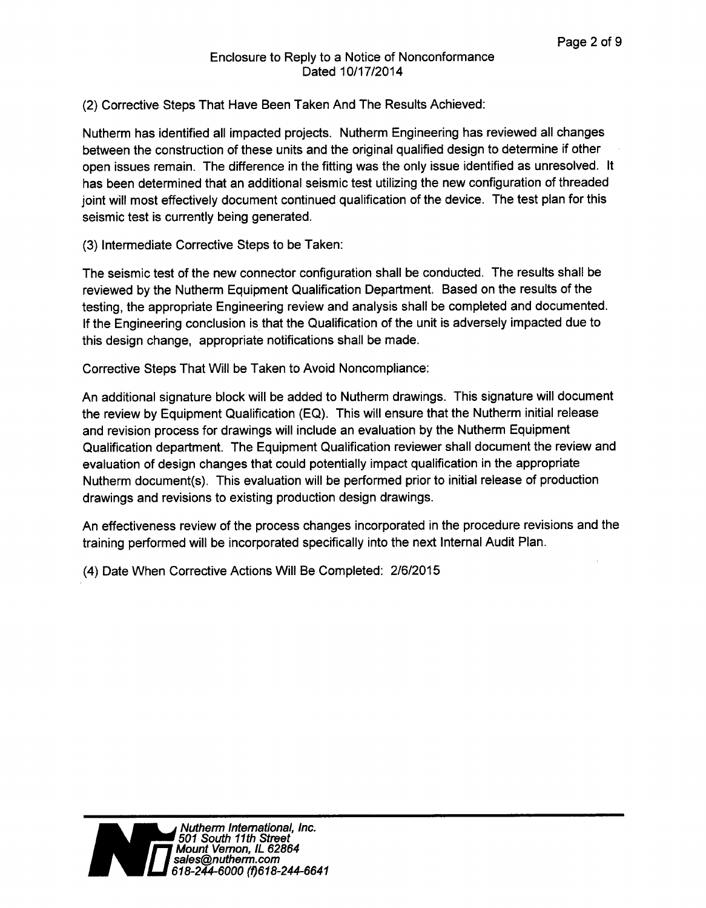Enclosure to Reply to a Notice of Nonconformance
Dated 10/17/2014

(2) Corrective Steps That Have Been Taken And The Results Achieved:

Nutherm has identified all impacted projects. Nutherm Engineering has reviewed all changes between the construction of these units and the original qualified design to determine if other open issues remain. The difference in the fitting was the only issue identified as unresolved. It has been determined that an additional seismic test utilizing the new configuration of threaded joint will most effectively document continued qualification of the device. The test plan for this seismic test is currently being generated.

(3) Intermediate Corrective Steps to be Taken:

The seismic test of the new connector configuration shall be conducted. The results shall be reviewed by the Nutherm Equipment Qualification Department. Based on the results of the testing, the appropriate Engineering review and analysis shall be completed and documented. If the Engineering conclusion is that the Qualification of the unit is adversely impacted due to this design change, appropriate notifications shall be made.

Corrective Steps That Will be Taken to Avoid Noncompliance:

An additional signature block will be added to Nutherm drawings. This signature will document the review by Equipment Qualification (EQ). This will ensure that the Nutherm initial release and revision process for drawings will include an evaluation by the Nutherm Equipment Qualification department. The Equipment Qualification reviewer shall document the review and evaluation of design changes that could potentially impact qualification in the appropriate Nutherm document(s). This evaluation will be performed prior to initial release of production drawings and revisions to existing production design drawings.

An effectiveness review of the process changes incorporated in the procedure revisions and the training performed will be incorporated specifically into the next Internal Audit Plan.

(4) Date When Corrective Actions Will Be Completed: 2/6/2015

*Nutherm International, Inc.*
*501 South 11th Street*
*Mount Vernon, IL 62864*
*sales@nutherm.com*
*618-244-6000 (f)618-244-6641*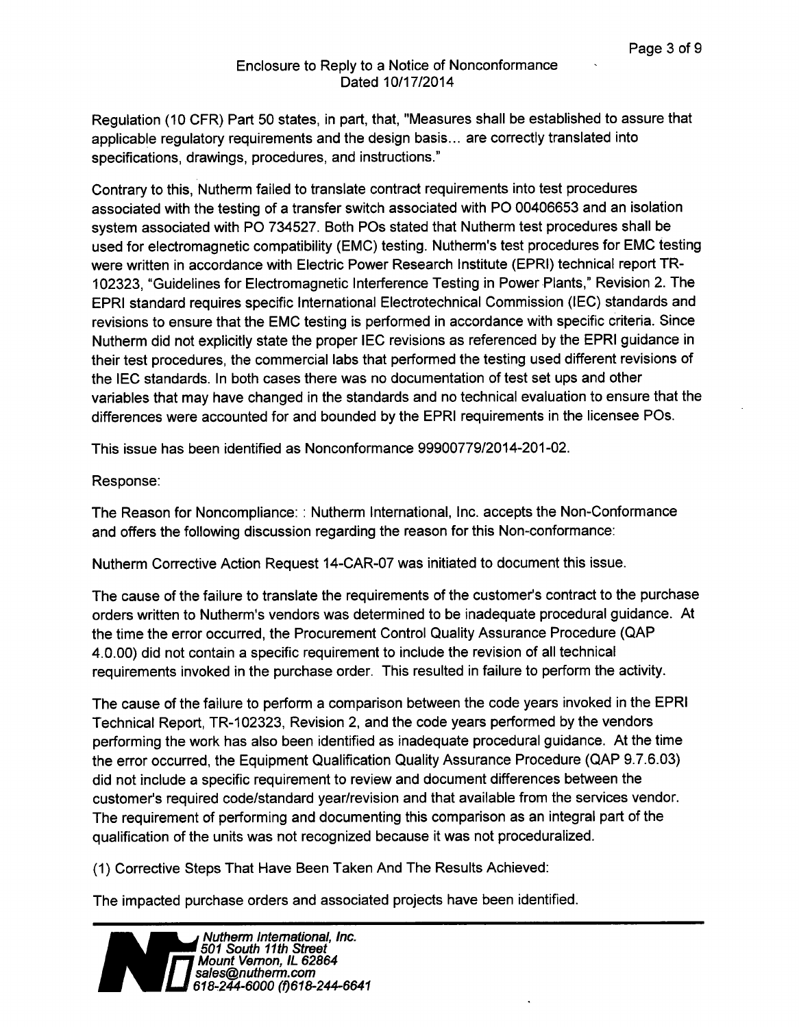Regulation (10 CFR) Part 50 states, in part, that, "Measures shall be established to assure that applicable regulatory requirements and the design basis... are correctly translated into specifications, drawings, procedures, and instructions."

Contrary to this, Nutherm failed to translate contract requirements into test procedures associated with the testing of a transfer switch associated with PO 00406653 and an isolation system associated with PO 734527. Both POs stated that Nutherm test procedures shall be used for electromagnetic compatibility (EMC) testing. Nutherm's test procedures for EMC testing were written in accordance with Electric Power Research Institute (EPRI) technical report TR-102323, "Guidelines for Electromagnetic Interference Testing in Power Plants," Revision 2. The EPRI standard requires specific International Electrotechnical Commission (IEC) standards and revisions to ensure that the EMC testing is performed in accordance with specific criteria. Since Nutherm did not explicitly state the proper IEC revisions as referenced by the EPRI guidance in their test procedures, the commercial labs that performed the testing used different revisions of the IEC standards. In both cases there was no documentation of test set ups and other variables that may have changed in the standards and no technical evaluation to ensure that the differences were accounted for and bounded by the EPRI requirements in the licensee POs.

This issue has been identified as Nonconformance 99900779/2014-201-02.

Response:

The Reason for Noncompliance: : Nutherm International, Inc. accepts the Non-Conformance and offers the following discussion regarding the reason for this Non-conformance:

Nutherm Corrective Action Request 14-CAR-07 was initiated to document this issue.

The cause of the failure to translate the requirements of the customer's contract to the purchase orders written to Nutherm's vendors was determined to be inadequate procedural guidance. At the time the error occurred, the Procurement Control Quality Assurance Procedure (QAP 4.0.00) did not contain a specific requirement to include the revision of all technical requirements invoked in the purchase order. This resulted in failure to perform the activity.

The cause of the failure to perform a comparison between the code years invoked in the EPRI Technical Report, TR-102323, Revision 2, and the code years performed by the vendors performing the work has also been identified as inadequate procedural guidance. At the time the error occurred, the Equipment Qualification Quality Assurance Procedure (QAP 9.7.6.03) did not include a specific requirement to review and document differences between the customer's required code/standard year/revision and that available from the services vendor. The requirement of performing and documenting this comparison as an integral part of the qualification of the units was not recognized because it was not proceduralized.

(1) Corrective Steps That Have Been Taken And The Results Achieved:

The impacted purchase orders and associated projects have been identified.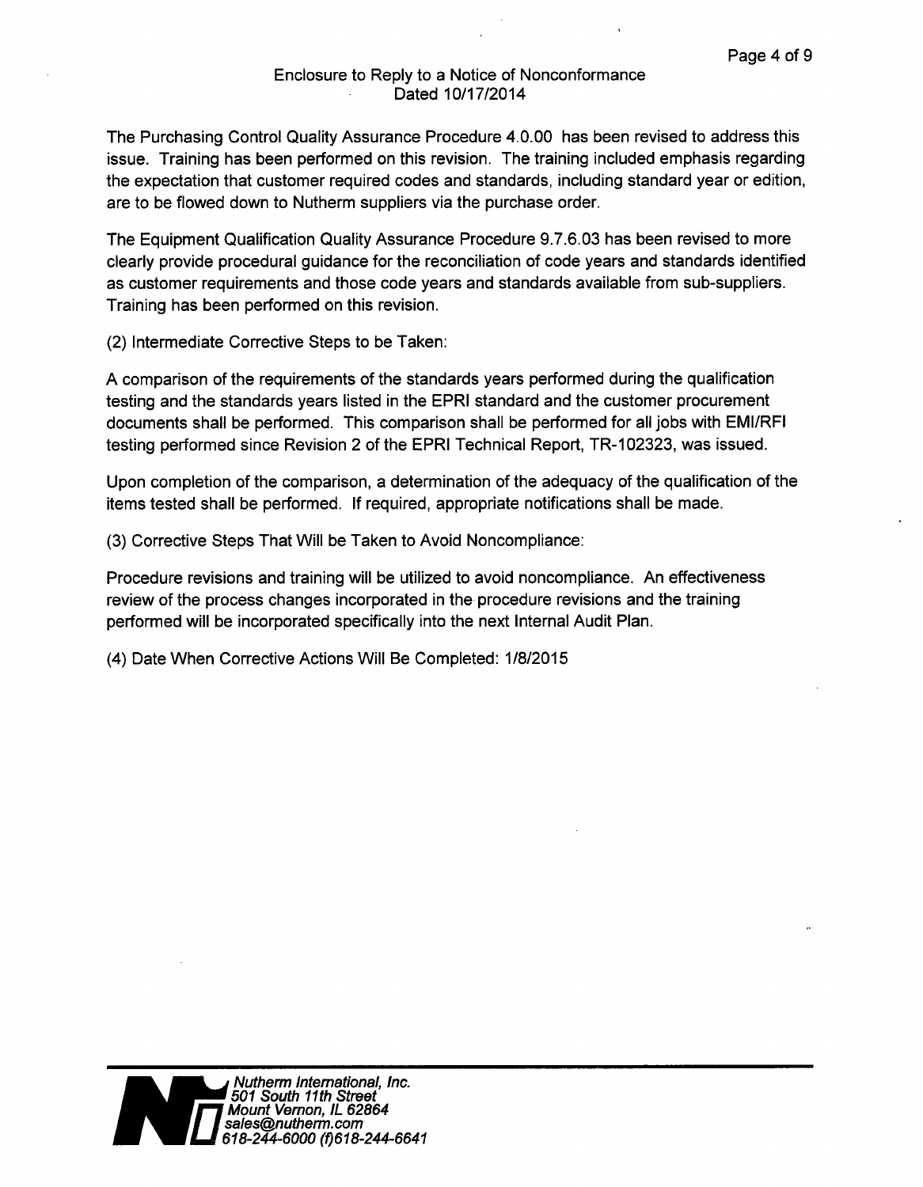The Purchasing Control Quality Assurance Procedure 4.0.00 has been revised to address this issue. Training has been performed on this revision. The training included emphasis regarding the expectation that customer required codes and standards, including standard year or edition, are to be flowed down to Nutherm suppliers via the purchase order.

The Equipment Qualification Quality Assurance Procedure 9.7.6.03 has been revised to more clearly provide procedural guidance for the reconciliation of code years and standards identified as customer requirements and those code years and standards available from sub-suppliers. Training has been performed on this revision.

(2) Intermediate Corrective Steps to be Taken:

A comparison of the requirements of the standards years performed during the qualification testing and the standards years listed in the EPRI standard and the customer procurement documents shall be performed. This comparison shall be performed for all jobs with EMI/RFI testing performed since Revision 2 of the EPRI Technical Report, TR-102323, was issued.

Upon completion of the comparison, a determination of the adequacy of the qualification of the items tested shall be performed. If required, appropriate notifications shall be made.

(3) Corrective Steps That Will be Taken to Avoid Noncompliance:

Procedure revisions and training will be utilized to avoid noncompliance. An effectiveness review of the process changes incorporated in the procedure revisions and the training performed will be incorporated specifically into the next Internal Audit Plan.

(4) Date When Corrective Actions Will Be Completed: 1/8/2015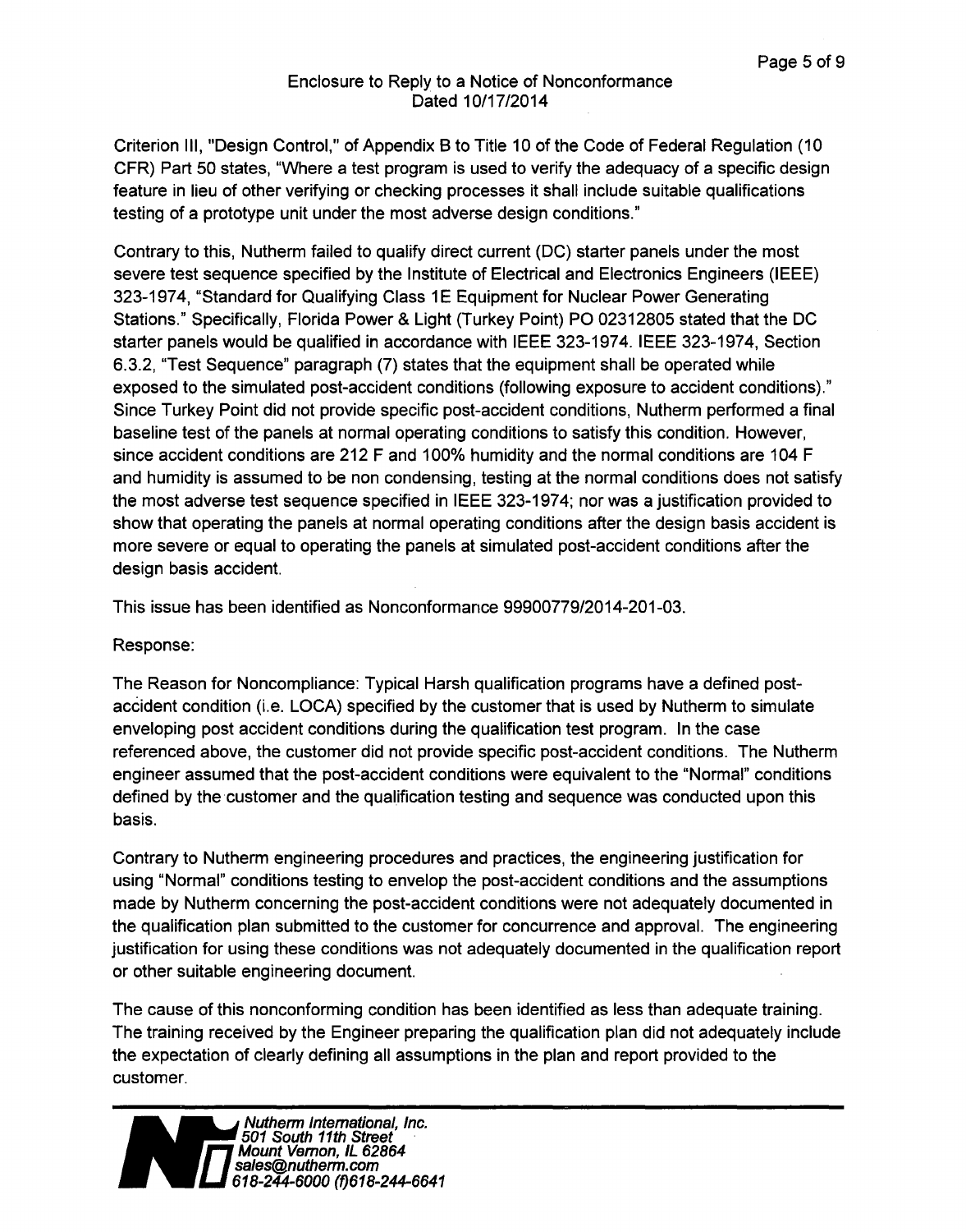Enclosure to Reply to a Notice of Nonconformance
Dated 10/17/2014

Criterion III, "Design Control," of Appendix B to Title 10 of the Code of Federal Regulation (10 CFR) Part 50 states, "Where a test program is used to verify the adequacy of a specific design feature in lieu of other verifying or checking processes it shall include suitable qualifications testing of a prototype unit under the most adverse design conditions."

Contrary to this, Nutherm failed to qualify direct current (DC) starter panels under the most severe test sequence specified by the Institute of Electrical and Electronics Engineers (IEEE) 323-1974, "Standard for Qualifying Class 1E Equipment for Nuclear Power Generating Stations." Specifically, Florida Power & Light (Turkey Point) PO 02312805 stated that the DC starter panels would be qualified in accordance with IEEE 323-1974. IEEE 323-1974, Section 6.3.2, "Test Sequence" paragraph (7) states that the equipment shall be operated while exposed to the simulated post-accident conditions (following exposure to accident conditions)." Since Turkey Point did not provide specific post-accident conditions, Nutherm performed a final baseline test of the panels at normal operating conditions to satisfy this condition. However, since accident conditions are 212 F and 100% humidity and the normal conditions are 104 F and humidity is assumed to be non condensing, testing at the normal conditions does not satisfy the most adverse test sequence specified in IEEE 323-1974; nor was a justification provided to show that operating the panels at normal operating conditions after the design basis accident is more severe or equal to operating the panels at simulated post-accident conditions after the design basis accident.

This issue has been identified as Nonconformance 99900779/2014-201-03.

Response:

The Reason for Noncompliance: Typical Harsh qualification programs have a defined post-accident condition (i.e. LOCA) specified by the customer that is used by Nutherm to simulate enveloping post accident conditions during the qualification test program. In the case referenced above, the customer did not provide specific post-accident conditions. The Nutherm engineer assumed that the post-accident conditions were equivalent to the "Normal" conditions defined by the customer and the qualification testing and sequence was conducted upon this basis.

Contrary to Nutherm engineering procedures and practices, the engineering justification for using "Normal" conditions testing to envelop the post-accident conditions and the assumptions made by Nutherm concerning the post-accident conditions were not adequately documented in the qualification plan submitted to the customer for concurrence and approval. The engineering justification for using these conditions was not adequately documented in the qualification report or other suitable engineering document.

The cause of this nonconforming condition has been identified as less than adequate training. The training received by the Engineer preparing the qualification plan did not adequately include the expectation of clearly defining all assumptions in the plan and report provided to the customer.

*Nutherm International, Inc.*
*501 South 11th Street*
*Mount Vernon, IL 62864*
*sales@nutherm.com*
*618-244-6000 (f)618-244-6641*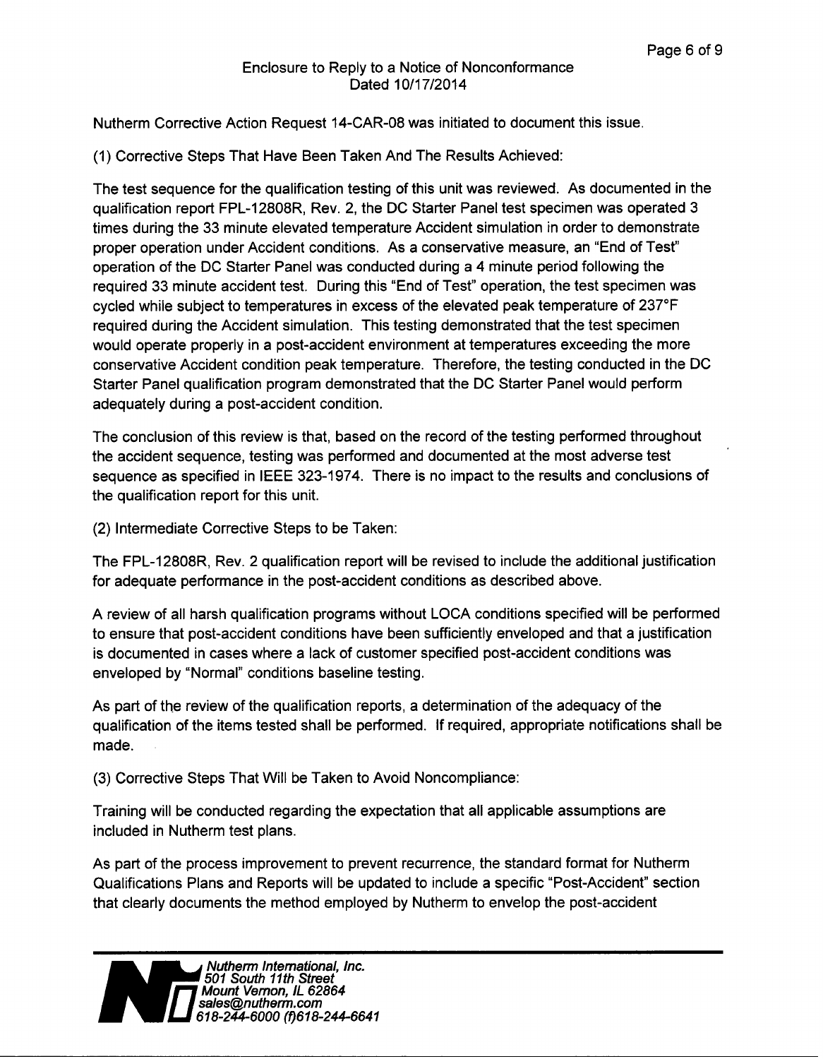Nutherm Corrective Action Request 14-CAR-08 was initiated to document this issue.

(1) Corrective Steps That Have Been Taken And The Results Achieved:

The test sequence for the qualification testing of this unit was reviewed. As documented in the qualification report FPL-12808R, Rev. 2, the DC Starter Panel test specimen was operated 3 times during the 33 minute elevated temperature Accident simulation in order to demonstrate proper operation under Accident conditions. As a conservative measure, an "End of Test" operation of the DC Starter Panel was conducted during a 4 minute period following the required 33 minute accident test. During this "End of Test" operation, the test specimen was cycled while subject to temperatures in excess of the elevated peak temperature of 237°F required during the Accident simulation. This testing demonstrated that the test specimen would operate properly in a post-accident environment at temperatures exceeding the more conservative Accident condition peak temperature. Therefore, the testing conducted in the DC Starter Panel qualification program demonstrated that the DC Starter Panel would perform adequately during a post-accident condition.

The conclusion of this review is that, based on the record of the testing performed throughout the accident sequence, testing was performed and documented at the most adverse test sequence as specified in IEEE 323-1974. There is no impact to the results and conclusions of the qualification report for this unit.

(2) Intermediate Corrective Steps to be Taken:

The FPL-12808R, Rev. 2 qualification report will be revised to include the additional justification for adequate performance in the post-accident conditions as described above.

A review of all harsh qualification programs without LOCA conditions specified will be performed to ensure that post-accident conditions have been sufficiently enveloped and that a justification is documented in cases where a lack of customer specified post-accident conditions was enveloped by "Normal" conditions baseline testing.

As part of the review of the qualification reports, a determination of the adequacy of the qualification of the items tested shall be performed. If required, appropriate notifications shall be made.

(3) Corrective Steps That Will be Taken to Avoid Noncompliance:

Training will be conducted regarding the expectation that all applicable assumptions are included in Nutherm test plans.

As part of the process improvement to prevent recurrence, the standard format for Nutherm Qualifications Plans and Reports will be updated to include a specific "Post-Accident" section that clearly documents the method employed by Nutherm to envelop the post-accident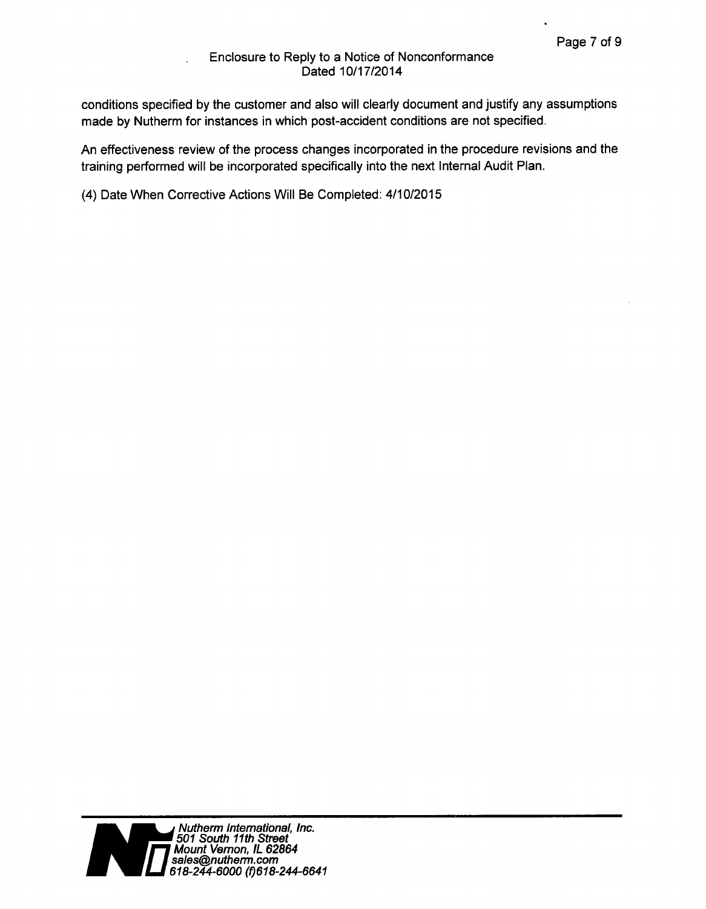conditions specified by the customer and also will clearly document and justify any assumptions made by Nutherm for instances in which post-accident conditions are not specified.

An effectiveness review of the process changes incorporated in the procedure revisions and the training performed will be incorporated specifically into the next Internal Audit Plan.

(4) Date When Corrective Actions Will Be Completed: 4/10/2015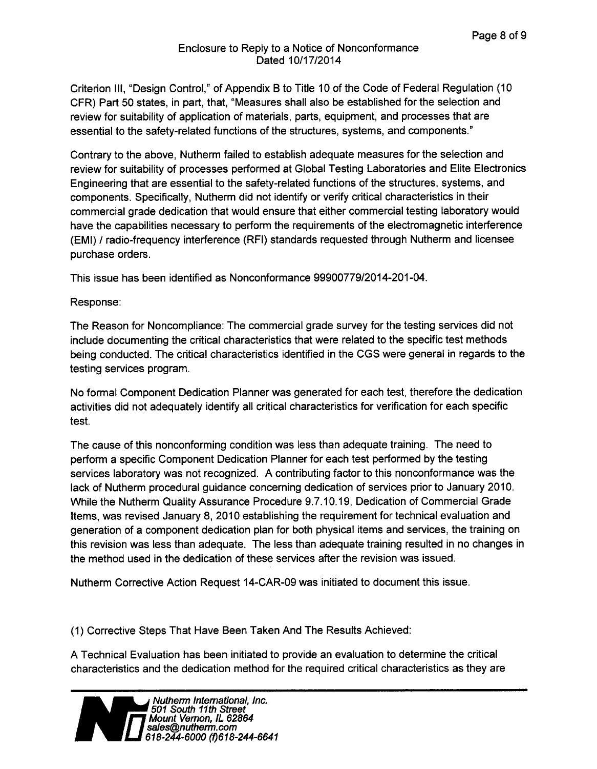Enclosure to Reply to a Notice of Nonconformance
Dated 10/17/2014

Criterion III, "Design Control," of Appendix B to Title 10 of the Code of Federal Regulation (10 CFR) Part 50 states, in part, that, "Measures shall also be established for the selection and review for suitability of application of materials, parts, equipment, and processes that are essential to the safety-related functions of the structures, systems, and components."

Contrary to the above, Nutherm failed to establish adequate measures for the selection and review for suitability of processes performed at Global Testing Laboratories and Elite Electronics Engineering that are essential to the safety-related functions of the structures, systems, and components. Specifically, Nutherm did not identify or verify critical characteristics in their commercial grade dedication that would ensure that either commercial testing laboratory would have the capabilities necessary to perform the requirements of the electromagnetic interference (EMI) / radio-frequency interference (RFI) standards requested through Nutherm and licensee purchase orders.

This issue has been identified as Nonconformance 99900779/2014-201-04.

Response:

The Reason for Noncompliance: The commercial grade survey for the testing services did not include documenting the critical characteristics that were related to the specific test methods being conducted. The critical characteristics identified in the CGS were general in regards to the testing services program.

No formal Component Dedication Planner was generated for each test, therefore the dedication activities did not adequately identify all critical characteristics for verification for each specific test.

The cause of this nonconforming condition was less than adequate training. The need to perform a specific Component Dedication Planner for each test performed by the testing services laboratory was not recognized. A contributing factor to this nonconformance was the lack of Nutherm procedural guidance concerning dedication of services prior to January 2010. While the Nutherm Quality Assurance Procedure 9.7.10.19, Dedication of Commercial Grade Items, was revised January 8, 2010 establishing the requirement for technical evaluation and generation of a component dedication plan for both physical items and services, the training on this revision was less than adequate. The less than adequate training resulted in no changes in the method used in the dedication of these services after the revision was issued.

Nutherm Corrective Action Request 14-CAR-09 was initiated to document this issue.

(1) Corrective Steps That Have Been Taken And The Results Achieved:

A Technical Evaluation has been initiated to provide an evaluation to determine the critical characteristics and the dedication method for the required critical characteristics as they are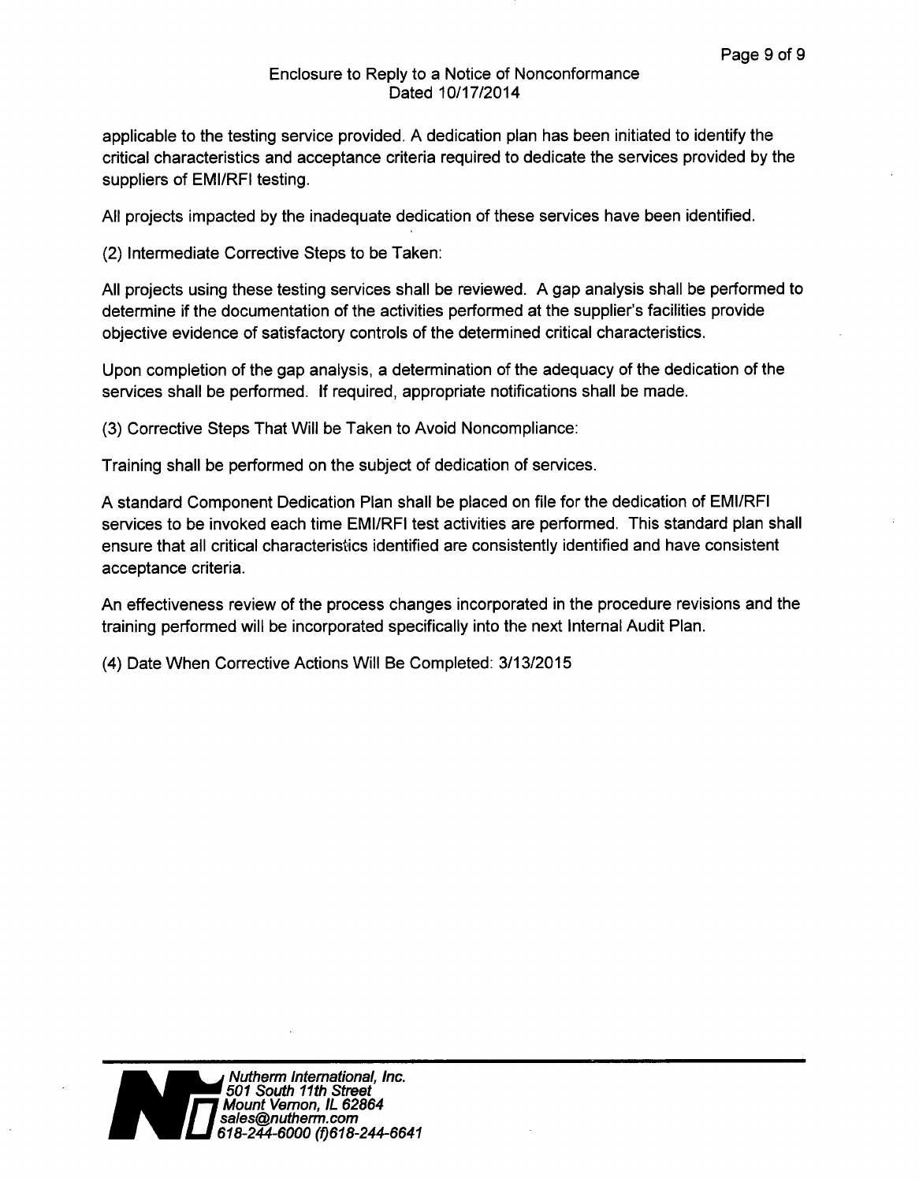applicable to the testing service provided. A dedication plan has been initiated to identify the critical characteristics and acceptance criteria required to dedicate the services provided by the suppliers of EMI/RFI testing.

All projects impacted by the inadequate dedication of these services have been identified.

(2) Intermediate Corrective Steps to be Taken:

All projects using these testing services shall be reviewed. A gap analysis shall be performed to determine if the documentation of the activities performed at the supplier's facilities provide objective evidence of satisfactory controls of the determined critical characteristics.

Upon completion of the gap analysis, a determination of the adequacy of the dedication of the services shall be performed. If required, appropriate notifications shall be made.

(3) Corrective Steps That Will be Taken to Avoid Noncompliance:

Training shall be performed on the subject of dedication of services.

A standard Component Dedication Plan shall be placed on file for the dedication of EMI/RFI services to be invoked each time EMI/RFI test activities are performed. This standard plan shall ensure that all critical characteristics identified are consistently identified and have consistent acceptance criteria.

An effectiveness review of the process changes incorporated in the procedure revisions and the training performed will be incorporated specifically into the next Internal Audit Plan.

(4) Date When Corrective Actions Will Be Completed: 3/13/2015

*Nutherm International, Inc.*
*501 South 11th Street*
*Mount Vernon, IL 62864*
*sales@nutherm.com*
*618-244-6000 (f)618-244-6641*